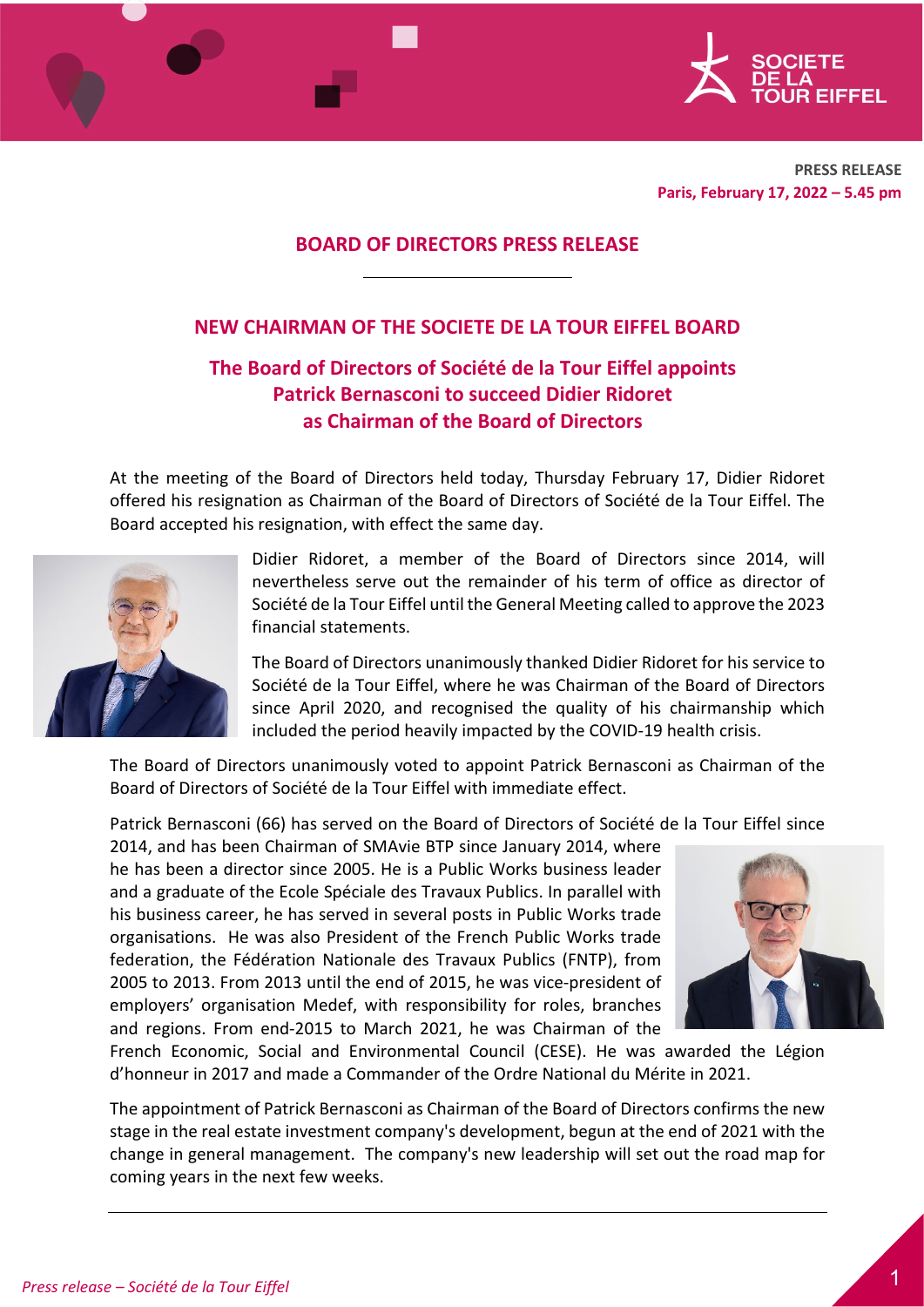**PRESS RELEASE**
**Paris, February 17, 2022 – 5.45 pm**

# BOARD OF DIRECTORS PRESS RELEASE

## NEW CHAIRMAN OF THE SOCIETE DE LA TOUR EIFFEL BOARD

### The Board of Directors of Société de la Tour Eiffel appoints Patrick Bernasconi to succeed Didier Ridoret as Chairman of the Board of Directors

At the meeting of the Board of Directors held today, Thursday February 17, Didier Ridoret offered his resignation as Chairman of the Board of Directors of Société de la Tour Eiffel. The Board accepted his resignation, with effect the same day.

Didier Ridoret, a member of the Board of Directors since 2014, will nevertheless serve out the remainder of his term of office as director of Société de la Tour Eiffel until the General Meeting called to approve the 2023 financial statements.

The Board of Directors unanimously thanked Didier Ridoret for his service to Société de la Tour Eiffel, where he was Chairman of the Board of Directors since April 2020, and recognised the quality of his chairmanship which included the period heavily impacted by the COVID-19 health crisis.

The Board of Directors unanimously voted to appoint Patrick Bernasconi as Chairman of the Board of Directors of Société de la Tour Eiffel with immediate effect.

Patrick Bernasconi (66) has served on the Board of Directors of Société de la Tour Eiffel since 2014, and has been Chairman of SMAvie BTP since January 2014, where he has been a director since 2005. He is a Public Works business leader and a graduate of the Ecole Spéciale des Travaux Publics. In parallel with his business career, he has served in several posts in Public Works trade organisations. He was also President of the French Public Works trade federation, the Fédération Nationale des Travaux Publics (FNTP), from 2005 to 2013. From 2013 until the end of 2015, he was vice-president of employers' organisation Medef, with responsibility for roles, branches and regions. From end-2015 to March 2021, he was Chairman of the French Economic, Social and Environmental Council (CESE). He was awarded the Légion d'honneur in 2017 and made a Commander of the Ordre National du Mérite in 2021.

The appointment of Patrick Bernasconi as Chairman of the Board of Directors confirms the new stage in the real estate investment company's development, begun at the end of 2021 with the change in general management. The company's new leadership will set out the road map for coming years in the next few weeks.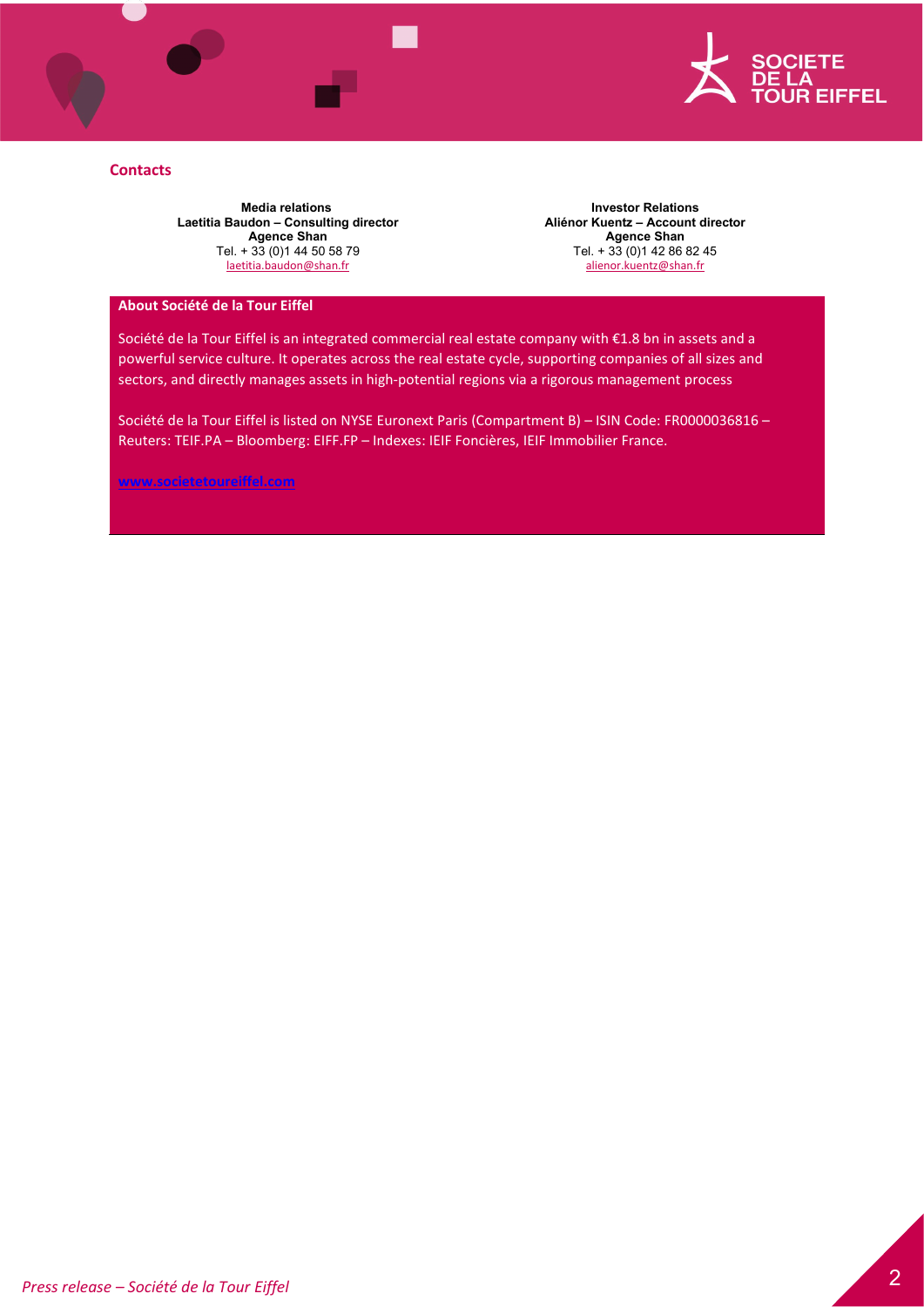## Contacts

**Media relations**
**Laetitia Baudon – Consulting director**
**Agence Shan**
Tel. + 33 (0)1 44 50 58 79
laetitia.baudon@shan.fr

**Investor Relations**
**Aliénor Kuentz – Account director**
**Agence Shan**
Tel. + 33 (0)1 42 86 82 45
alienor.kuentz@shan.fr

**About Société de la Tour Eiffel**

Société de la Tour Eiffel is an integrated commercial real estate company with €1.8 bn in assets and a powerful service culture. It operates across the real estate cycle, supporting companies of all sizes and sectors, and directly manages assets in high-potential regions via a rigorous management process

Société de la Tour Eiffel is listed on NYSE Euronext Paris (Compartment B) – ISIN Code: FR0000036816 – Reuters: TEIF.PA – Bloomberg: EIFF.FP – Indexes: IEIF Foncières, IEIF Immobilier France.

www.societetoureiffel.com